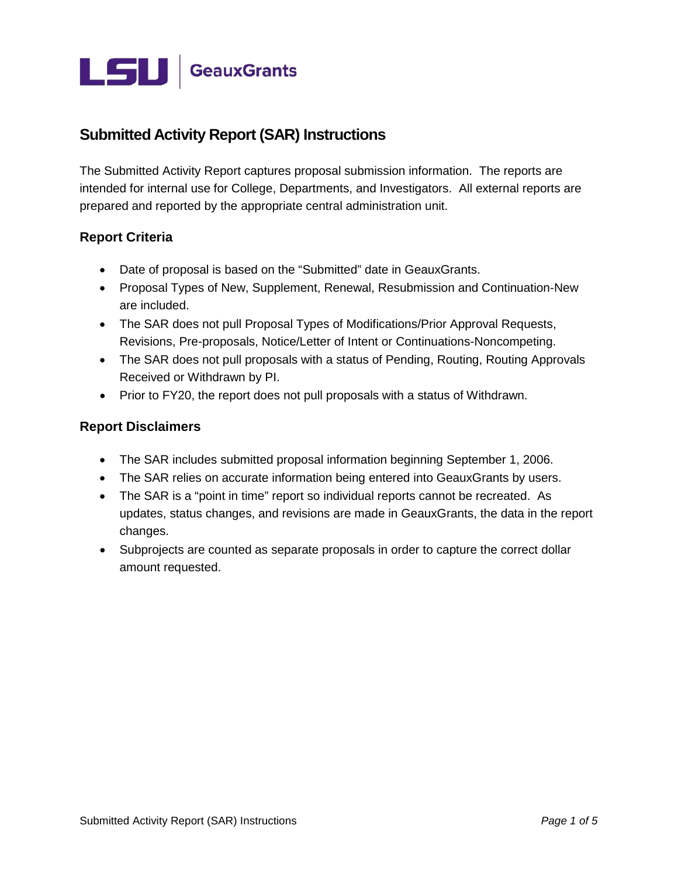LSU | GeauxGrants

# Submitted Activity Report (SAR) Instructions

The Submitted Activity Report captures proposal submission information. The reports are intended for internal use for College, Departments, and Investigators. All external reports are prepared and reported by the appropriate central administration unit.

## Report Criteria

- Date of proposal is based on the "Submitted" date in GeauxGrants.
- Proposal Types of New, Supplement, Renewal, Resubmission and Continuation-New are included.
- The SAR does not pull Proposal Types of Modifications/Prior Approval Requests, Revisions, Pre-proposals, Notice/Letter of Intent or Continuations-Noncompeting.
- The SAR does not pull proposals with a status of Pending, Routing, Routing Approvals Received or Withdrawn by PI.
- Prior to FY20, the report does not pull proposals with a status of Withdrawn.

## Report Disclaimers

- The SAR includes submitted proposal information beginning September 1, 2006.
- The SAR relies on accurate information being entered into GeauxGrants by users.
- The SAR is a "point in time" report so individual reports cannot be recreated. As updates, status changes, and revisions are made in GeauxGrants, the data in the report changes.
- Subprojects are counted as separate proposals in order to capture the correct dollar amount requested.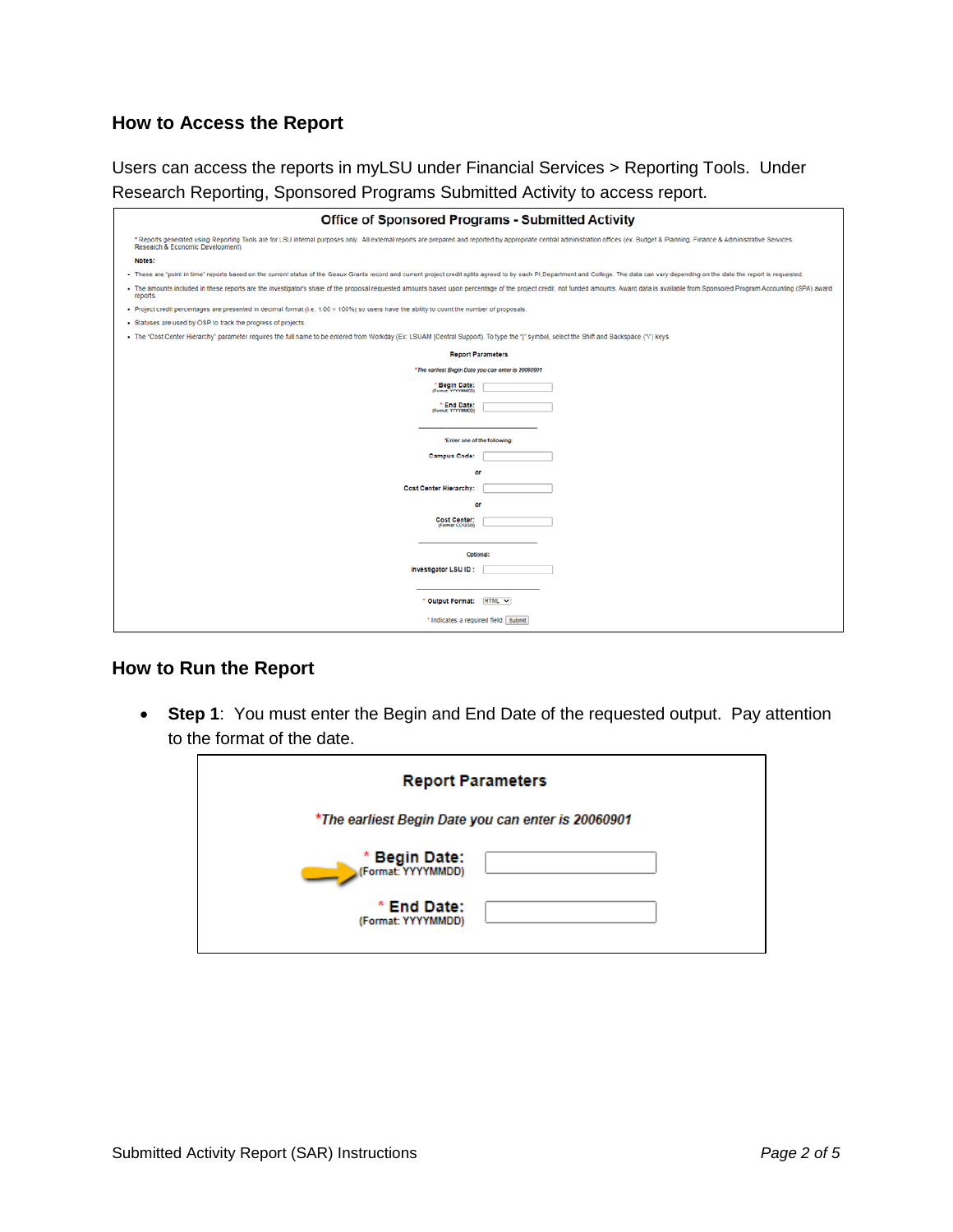## How to Access the Report

Users can access the reports in myLSU under Financial Services > Reporting Tools. Under Research Reporting, Sponsored Programs Submitted Activity to access report.

**Office of Sponsored Programs - Submitted Activity**

* Reports generated using Reporting Tools are for LSU internal purposes only. All external reports are prepared and reported by appropriate central administration offices (ex. Budget & Planning, Finance & Administrative Services, Research & Economic Development).

**Notes:**

- These are "point in time" reports based on the current status of the Geaux Grants record and current project credit splits agreed to by each PI,Department and College. The data can vary depending on the date the report is requested.
- The amounts included in these reports are the investigator's share of the proposal requested amounts based upon percentage of the project credit, not funded amounts. Award data is available from Sponsored Program Accounting (SPA) award reports.
- Project credit percentages are presented in decimal format (i.e. 1.00 = 100%) so users have the ability to count the number of proposals.
- Statuses are used by OSP to track the progress of projects.
- The "Cost Center Hierarchy" parameter requires the full name to be entered from Workday (Ex: LSUAM (Central Support). To type the "|" symbol, select the Shift and Backspace ("\") keys.

**Report Parameters**

*The earliest Begin Date you can enter is 20060901*

\* Begin Date: (Format: YYYYMMDD)

\* End Date: (Format: YYYYMMDD)

*Enter one of the following:

Campus Code:

or

Cost Center Hierarchy:

or

Cost Center: (Format: CC12345)

Optional:

Investigator LSU ID :

\* Output Format: HTML

\* Indicates a required field. Submit

## How to Run the Report

- **Step 1**: You must enter the Begin and End Date of the requested output. Pay attention to the format of the date.

**Report Parameters**

*The earliest Begin Date you can enter is 20060901*

\* **Begin Date:** (Format: YYYYMMDD)

\* **End Date:** (Format: YYYYMMDD)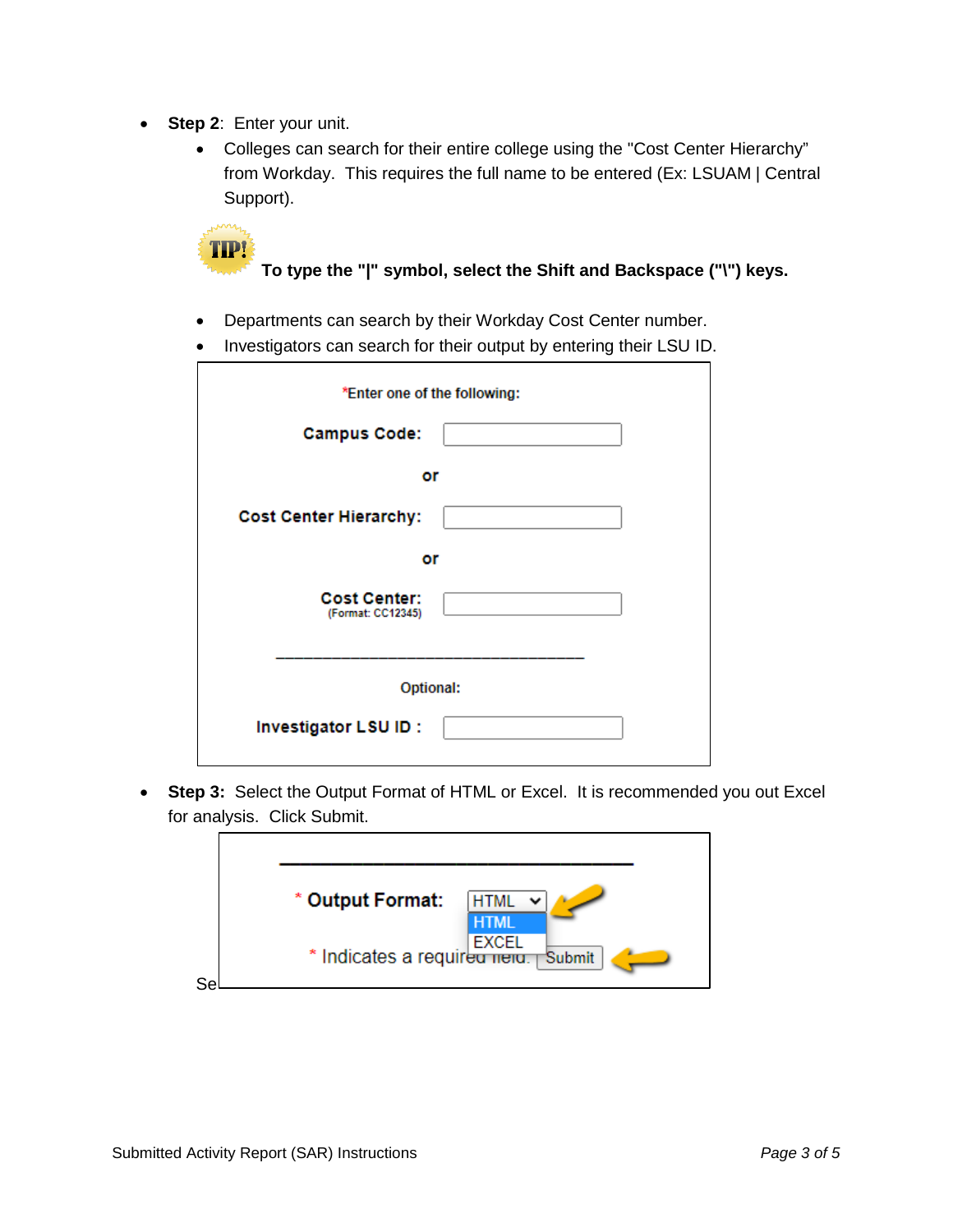- **Step 2**: Enter your unit.
  - Colleges can search for their entire college using the "Cost Center Hierarchy" from Workday. This requires the full name to be entered (Ex: LSUAM | Central Support).

TIP! **To type the "|" symbol, select the Shift and Backspace ("\") keys.**

  - Departments can search by their Workday Cost Center number.
  - Investigators can search for their output by entering their LSU ID.

*Enter one of the following:

**Campus Code:**

**or**

**Cost Center Hierarchy:**

**or**

**Cost Center:** (Format: CC12345)

Optional:

**Investigator LSU ID :**

- **Step 3:** Select the Output Format of HTML or Excel. It is recommended you out Excel for analysis. Click Submit.

\* **Output Format:** HTML / HTML / EXCEL

\* Indicates a required field. Submit

Se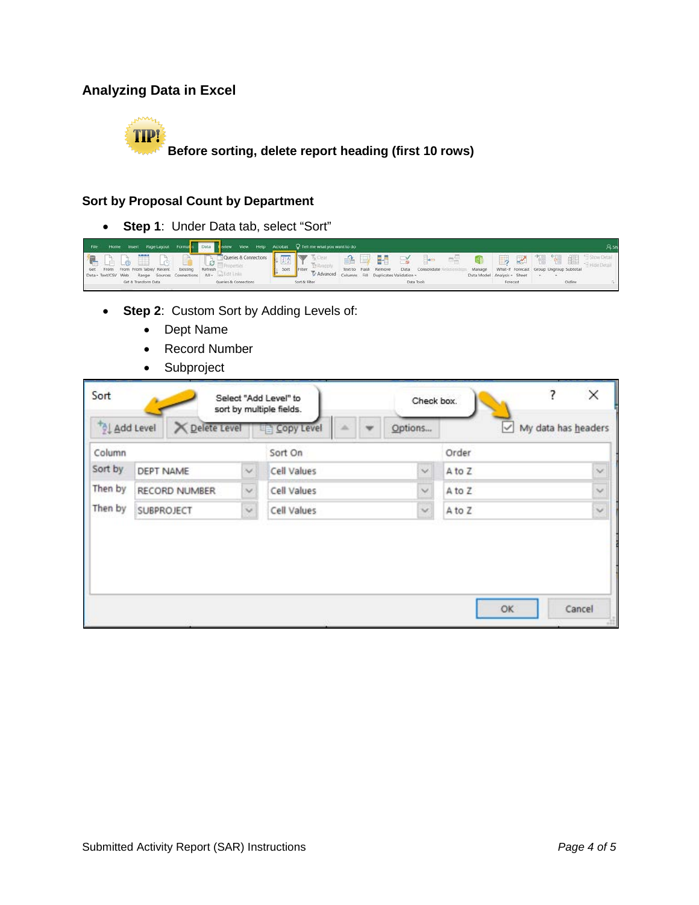## Analyzing Data in Excel

**Before sorting, delete report heading (first 10 rows)**

### Sort by Proposal Count by Department

- **Step 1**: Under Data tab, select "Sort"

- **Step 2**: Custom Sort by Adding Levels of:
  - Dept Name
  - Record Number
  - Subproject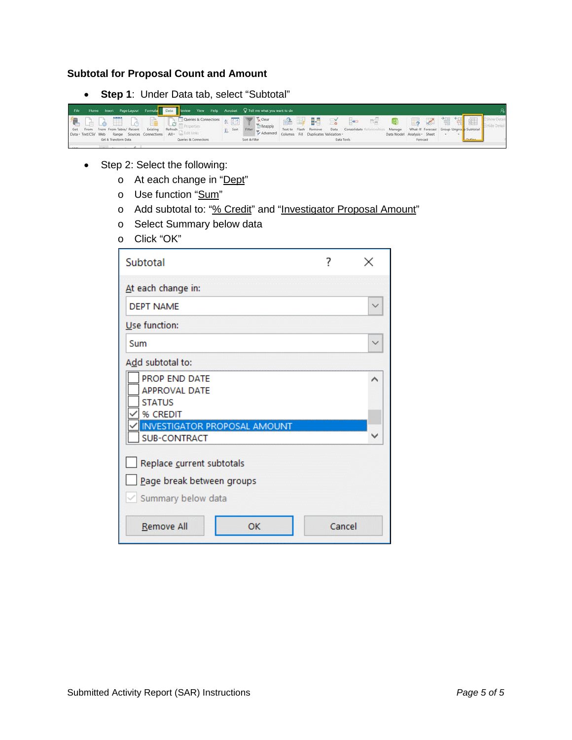### Subtotal for Proposal Count and Amount

- **Step 1**: Under Data tab, select “Subtotal”

- Step 2: Select the following:
  - At each change in “Dept”
  - Use function “Sum”
  - Add subtotal to: “% Credit” and “Investigator Proposal Amount”
  - Select Summary below data
  - Click “OK”